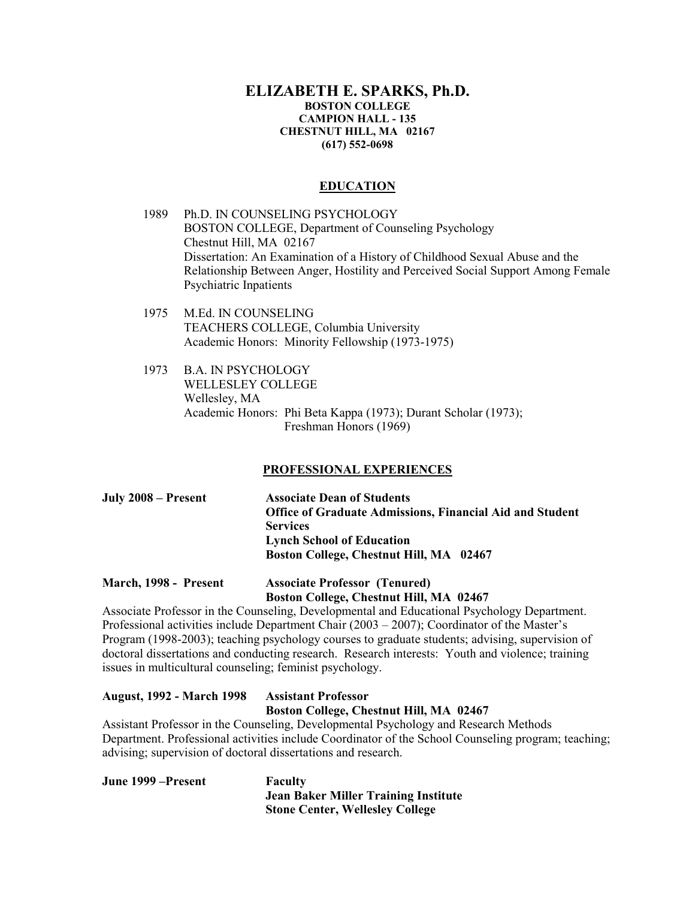# ELIZABETH E. SPARKS, Ph.D.

**BOSTON COLLEGE**
**CAMPION HALL - 135**
**CHESTNUT HILL, MA 02167**
**(617) 552-0698**

## EDUCATION

1989 Ph.D. IN COUNSELING PSYCHOLOGY
BOSTON COLLEGE, Department of Counseling Psychology
Chestnut Hill, MA 02167
Dissertation: An Examination of a History of Childhood Sexual Abuse and the Relationship Between Anger, Hostility and Perceived Social Support Among Female Psychiatric Inpatients

1975 M.Ed. IN COUNSELING
TEACHERS COLLEGE, Columbia University
Academic Honors: Minority Fellowship (1973-1975)

1973 B.A. IN PSYCHOLOGY
WELLESLEY COLLEGE
Wellesley, MA
Academic Honors: Phi Beta Kappa (1973); Durant Scholar (1973); Freshman Honors (1969)

## PROFESSIONAL EXPERIENCES

**July 2008 – Present** **Associate Dean of Students**
**Office of Graduate Admissions, Financial Aid and Student Services**
**Lynch School of Education**
**Boston College, Chestnut Hill, MA 02467**

**March, 1998 - Present** **Associate Professor (Tenured)**
**Boston College, Chestnut Hill, MA 02467**

Associate Professor in the Counseling, Developmental and Educational Psychology Department. Professional activities include Department Chair (2003 – 2007); Coordinator of the Master's Program (1998-2003); teaching psychology courses to graduate students; advising, supervision of doctoral dissertations and conducting research. Research interests: Youth and violence; training issues in multicultural counseling; feminist psychology.

**August, 1992 - March 1998** **Assistant Professor**
**Boston College, Chestnut Hill, MA 02467**

Assistant Professor in the Counseling, Developmental Psychology and Research Methods Department. Professional activities include Coordinator of the School Counseling program; teaching; advising; supervision of doctoral dissertations and research.

**June 1999 –Present** **Faculty**
**Jean Baker Miller Training Institute**
**Stone Center, Wellesley College**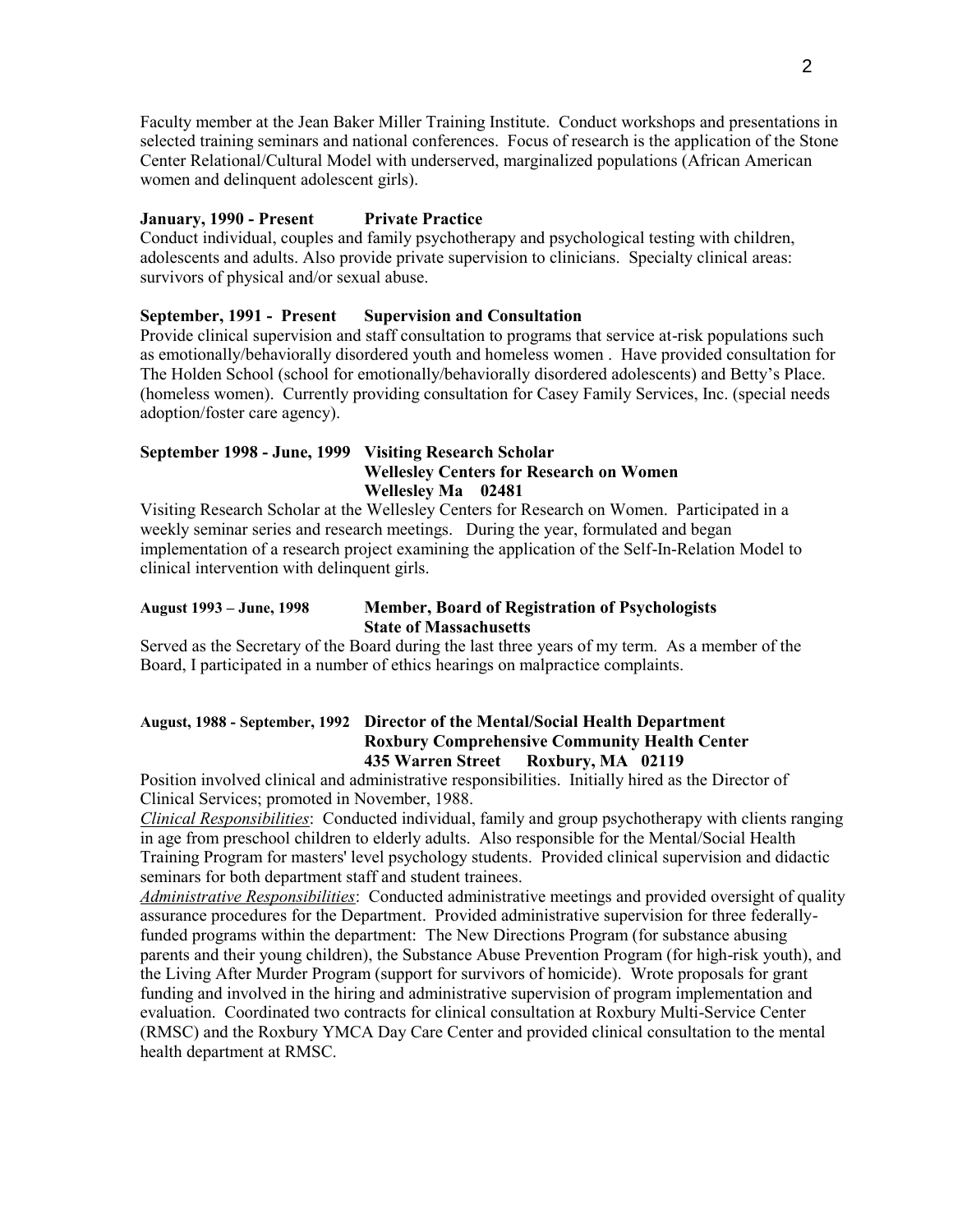Faculty member at the Jean Baker Miller Training Institute. Conduct workshops and presentations in selected training seminars and national conferences. Focus of research is the application of the Stone Center Relational/Cultural Model with underserved, marginalized populations (African American women and delinquent adolescent girls).

**January, 1990 - Present Private Practice**

Conduct individual, couples and family psychotherapy and psychological testing with children, adolescents and adults. Also provide private supervision to clinicians. Specialty clinical areas: survivors of physical and/or sexual abuse.

**September, 1991 - Present Supervision and Consultation**

Provide clinical supervision and staff consultation to programs that service at-risk populations such as emotionally/behaviorally disordered youth and homeless women . Have provided consultation for The Holden School (school for emotionally/behaviorally disordered adolescents) and Betty's Place. (homeless women). Currently providing consultation for Casey Family Services, Inc. (special needs adoption/foster care agency).

**September 1998 - June, 1999 Visiting Research Scholar**
**Wellesley Centers for Research on Women**
**Wellesley Ma 02481**

Visiting Research Scholar at the Wellesley Centers for Research on Women. Participated in a weekly seminar series and research meetings. During the year, formulated and began implementation of a research project examining the application of the Self-In-Relation Model to clinical intervention with delinquent girls.

**August 1993 – June, 1998 Member, Board of Registration of Psychologists**
**State of Massachusetts**

Served as the Secretary of the Board during the last three years of my term. As a member of the Board, I participated in a number of ethics hearings on malpractice complaints.

**August, 1988 - September, 1992 Director of the Mental/Social Health Department**
**Roxbury Comprehensive Community Health Center**
**435 Warren Street Roxbury, MA 02119**

Position involved clinical and administrative responsibilities. Initially hired as the Director of Clinical Services; promoted in November, 1988.

*Clinical Responsibilities*: Conducted individual, family and group psychotherapy with clients ranging in age from preschool children to elderly adults. Also responsible for the Mental/Social Health Training Program for masters' level psychology students. Provided clinical supervision and didactic seminars for both department staff and student trainees.

*Administrative Responsibilities*: Conducted administrative meetings and provided oversight of quality assurance procedures for the Department. Provided administrative supervision for three federally-funded programs within the department: The New Directions Program (for substance abusing parents and their young children), the Substance Abuse Prevention Program (for high-risk youth), and the Living After Murder Program (support for survivors of homicide). Wrote proposals for grant funding and involved in the hiring and administrative supervision of program implementation and evaluation. Coordinated two contracts for clinical consultation at Roxbury Multi-Service Center (RMSC) and the Roxbury YMCA Day Care Center and provided clinical consultation to the mental health department at RMSC.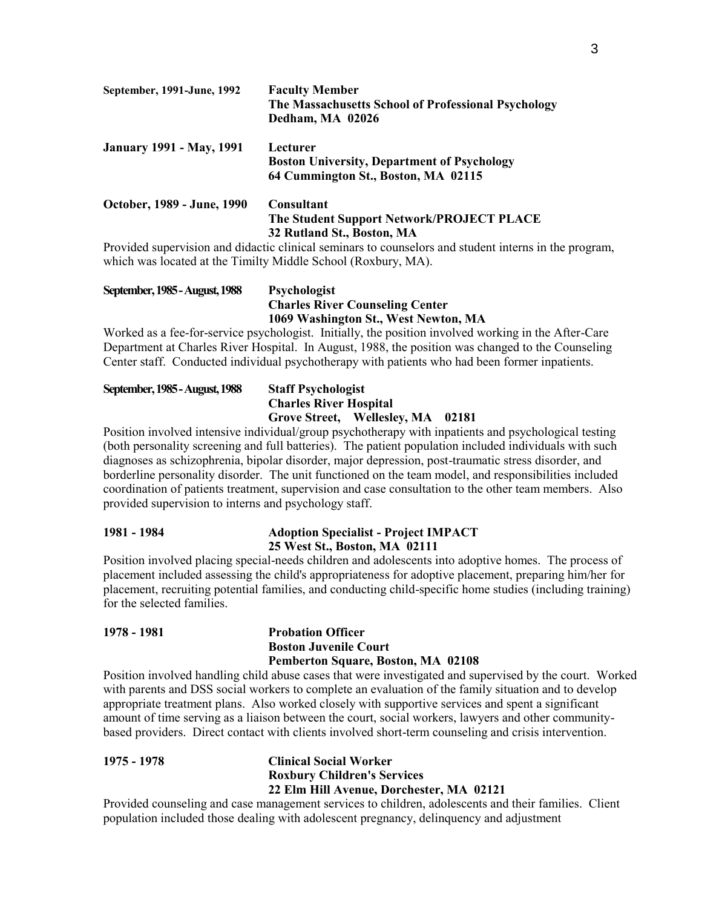**September, 1991-June, 1992** **Faculty Member**
**The Massachusetts School of Professional Psychology**
**Dedham, MA 02026**

**January 1991 - May, 1991** **Lecturer**
**Boston University, Department of Psychology**
**64 Cummington St., Boston, MA 02115**

**October, 1989 - June, 1990** **Consultant**
**The Student Support Network/PROJECT PLACE**
**32 Rutland St., Boston, MA**

Provided supervision and didactic clinical seminars to counselors and student interns in the program, which was located at the Timilty Middle School (Roxbury, MA).

**September, 1985 - August, 1988** **Psychologist**
**Charles River Counseling Center**
**1069 Washington St., West Newton, MA**

Worked as a fee-for-service psychologist. Initially, the position involved working in the After-Care Department at Charles River Hospital. In August, 1988, the position was changed to the Counseling Center staff. Conducted individual psychotherapy with patients who had been former inpatients.

**September, 1985 - August, 1988** **Staff Psychologist**
**Charles River Hospital**
**Grove Street, Wellesley, MA 02181**

Position involved intensive individual/group psychotherapy with inpatients and psychological testing (both personality screening and full batteries). The patient population included individuals with such diagnoses as schizophrenia, bipolar disorder, major depression, post-traumatic stress disorder, and borderline personality disorder. The unit functioned on the team model, and responsibilities included coordination of patients treatment, supervision and case consultation to the other team members. Also provided supervision to interns and psychology staff.

**1981 - 1984** **Adoption Specialist - Project IMPACT**
**25 West St., Boston, MA 02111**

Position involved placing special-needs children and adolescents into adoptive homes. The process of placement included assessing the child's appropriateness for adoptive placement, preparing him/her for placement, recruiting potential families, and conducting child-specific home studies (including training) for the selected families.

**1978 - 1981** **Probation Officer**
**Boston Juvenile Court**
**Pemberton Square, Boston, MA 02108**

Position involved handling child abuse cases that were investigated and supervised by the court. Worked with parents and DSS social workers to complete an evaluation of the family situation and to develop appropriate treatment plans. Also worked closely with supportive services and spent a significant amount of time serving as a liaison between the court, social workers, lawyers and other community-based providers. Direct contact with clients involved short-term counseling and crisis intervention.

**1975 - 1978** **Clinical Social Worker**
**Roxbury Children's Services**
**22 Elm Hill Avenue, Dorchester, MA 02121**

Provided counseling and case management services to children, adolescents and their families. Client population included those dealing with adolescent pregnancy, delinquency and adjustment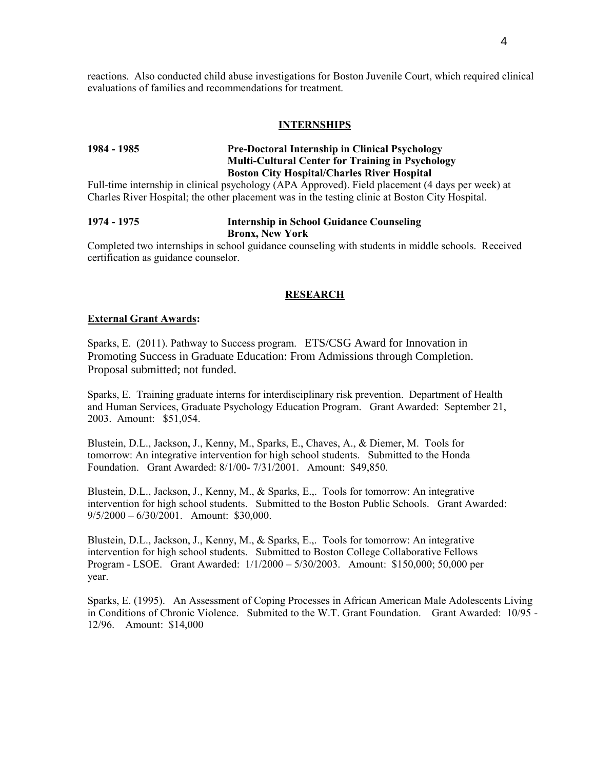reactions. Also conducted child abuse investigations for Boston Juvenile Court, which required clinical evaluations of families and recommendations for treatment.

## INTERNSHIPS

**1984 - 1985** **Pre-Doctoral Internship in Clinical Psychology**
**Multi-Cultural Center for Training in Psychology**
**Boston City Hospital/Charles River Hospital**

Full-time internship in clinical psychology (APA Approved). Field placement (4 days per week) at Charles River Hospital; the other placement was in the testing clinic at Boston City Hospital.

**1974 - 1975** **Internship in School Guidance Counseling**
**Bronx, New York**

Completed two internships in school guidance counseling with students in middle schools. Received certification as guidance counselor.

## RESEARCH

**External Grant Awards:**

Sparks, E. (2011). Pathway to Success program. ETS/CSG Award for Innovation in Promoting Success in Graduate Education: From Admissions through Completion. Proposal submitted; not funded.

Sparks, E. Training graduate interns for interdisciplinary risk prevention. Department of Health and Human Services, Graduate Psychology Education Program. Grant Awarded: September 21, 2003. Amount: $51,054.

Blustein, D.L., Jackson, J., Kenny, M., Sparks, E., Chaves, A., & Diemer, M. Tools for tomorrow: An integrative intervention for high school students. Submitted to the Honda Foundation. Grant Awarded: 8/1/00- 7/31/2001. Amount: $49,850.

Blustein, D.L., Jackson, J., Kenny, M., & Sparks, E.,. Tools for tomorrow: An integrative intervention for high school students. Submitted to the Boston Public Schools. Grant Awarded: 9/5/2000 – 6/30/2001. Amount: $30,000.

Blustein, D.L., Jackson, J., Kenny, M., & Sparks, E.,. Tools for tomorrow: An integrative intervention for high school students. Submitted to Boston College Collaborative Fellows Program - LSOE. Grant Awarded: 1/1/2000 – 5/30/2003. Amount: $150,000; 50,000 per year.

Sparks, E. (1995). An Assessment of Coping Processes in African American Male Adolescents Living in Conditions of Chronic Violence. Submited to the W.T. Grant Foundation. Grant Awarded: 10/95 - 12/96. Amount: $14,000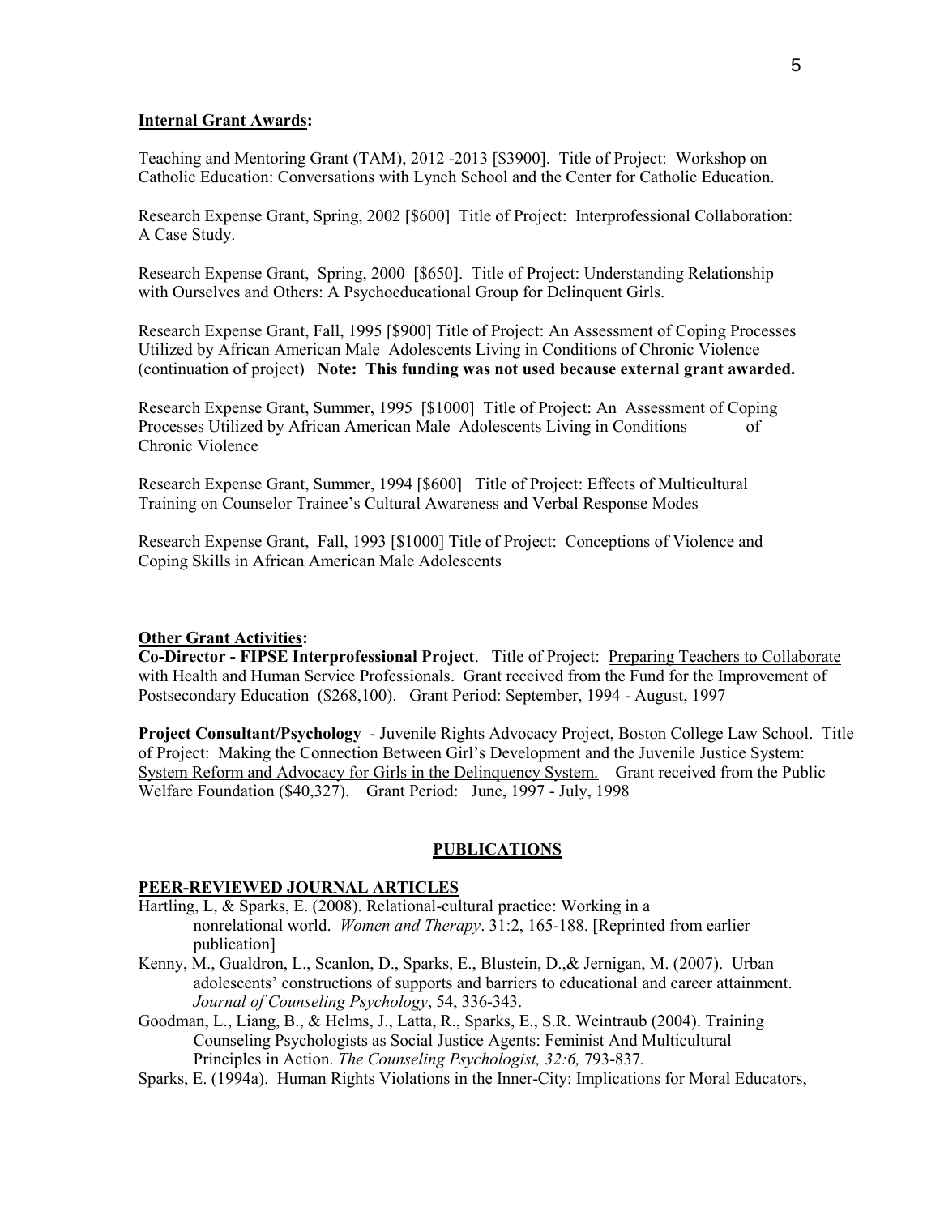**Internal Grant Awards:**

Teaching and Mentoring Grant (TAM), 2012 -2013 [$3900]. Title of Project: Workshop on Catholic Education: Conversations with Lynch School and the Center for Catholic Education.

Research Expense Grant, Spring, 2002 [$600] Title of Project: Interprofessional Collaboration: A Case Study.

Research Expense Grant, Spring, 2000 [$650]. Title of Project: Understanding Relationship with Ourselves and Others: A Psychoeducational Group for Delinquent Girls.

Research Expense Grant, Fall, 1995 [$900] Title of Project: An Assessment of Coping Processes Utilized by African American Male Adolescents Living in Conditions of Chronic Violence (continuation of project) **Note: This funding was not used because external grant awarded.**

Research Expense Grant, Summer, 1995 [$1000] Title of Project: An Assessment of Coping Processes Utilized by African American Male Adolescents Living in Conditions of Chronic Violence

Research Expense Grant, Summer, 1994 [$600] Title of Project: Effects of Multicultural Training on Counselor Trainee's Cultural Awareness and Verbal Response Modes

Research Expense Grant, Fall, 1993 [$1000] Title of Project: Conceptions of Violence and Coping Skills in African American Male Adolescents

**Other Grant Activities:**

**Co-Director - FIPSE Interprofessional Project**. Title of Project: Preparing Teachers to Collaborate with Health and Human Service Professionals. Grant received from the Fund for the Improvement of Postsecondary Education ($268,100). Grant Period: September, 1994 - August, 1997

**Project Consultant/Psychology** - Juvenile Rights Advocacy Project, Boston College Law School. Title of Project: Making the Connection Between Girl's Development and the Juvenile Justice System: System Reform and Advocacy for Girls in the Delinquency System. Grant received from the Public Welfare Foundation ($40,327). Grant Period: June, 1997 - July, 1998

## PUBLICATIONS

### PEER-REVIEWED JOURNAL ARTICLES

Hartling, L, & Sparks, E. (2008). Relational-cultural practice: Working in a nonrelational world. *Women and Therapy*. 31:2, 165-188. [Reprinted from earlier publication]

Kenny, M., Gualdron, L., Scanlon, D., Sparks, E., Blustein, D.,& Jernigan, M. (2007). Urban adolescents' constructions of supports and barriers to educational and career attainment. *Journal of Counseling Psychology*, 54, 336-343.

Goodman, L., Liang, B., & Helms, J., Latta, R., Sparks, E., S.R. Weintraub (2004). Training Counseling Psychologists as Social Justice Agents: Feminist And Multicultural Principles in Action. *The Counseling Psychologist, 32:6,* 793-837.

Sparks, E. (1994a). Human Rights Violations in the Inner-City: Implications for Moral Educators,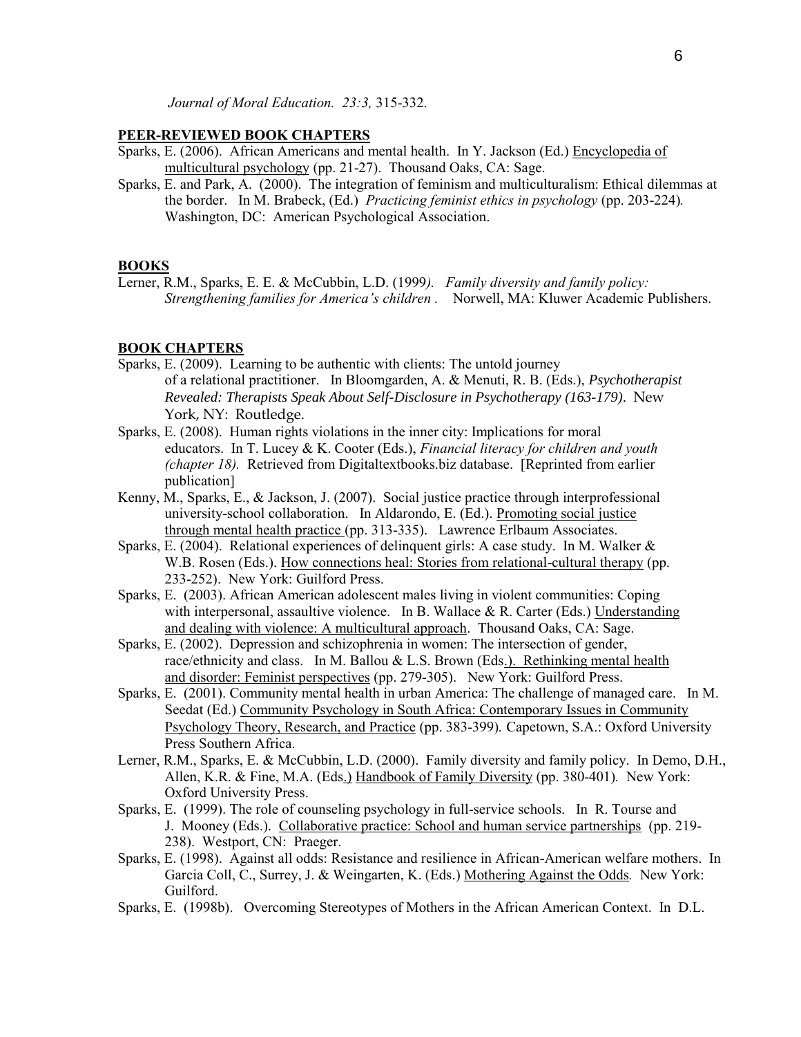*Journal of Moral Education. 23:3,* 315-332.

## PEER-REVIEWED BOOK CHAPTERS

Sparks, E. (2006). African Americans and mental health. In Y. Jackson (Ed.) Encyclopedia of multicultural psychology (pp. 21-27). Thousand Oaks, CA: Sage.

Sparks, E. and Park, A. (2000). The integration of feminism and multiculturalism: Ethical dilemmas at the border. In M. Brabeck, (Ed.) *Practicing feminist ethics in psychology* (pp. 203-224)*.* Washington, DC: American Psychological Association.

## BOOKS

Lerner, R.M., Sparks, E. E. & McCubbin, L.D. (1999*). Family diversity and family policy: Strengthening families for America's children .* Norwell, MA: Kluwer Academic Publishers.

## BOOK CHAPTERS

Sparks, E. (2009). Learning to be authentic with clients: The untold journey of a relational practitioner. In Bloomgarden, A. & Menuti, R. B. (Eds.), *Psychotherapist Revealed: Therapists Speak About Self-Disclosure in Psychotherapy (163-179).* New York, NY: Routledge.

Sparks, E. (2008). Human rights violations in the inner city: Implications for moral educators. In T. Lucey & K. Cooter (Eds.), *Financial literacy for children and youth (chapter 18).* Retrieved from Digitaltextbooks.biz database. [Reprinted from earlier publication]

Kenny, M., Sparks, E., & Jackson, J. (2007). Social justice practice through interprofessional university-school collaboration. In Aldarondo, E. (Ed.). Promoting social justice through mental health practice (pp. 313-335). Lawrence Erlbaum Associates.

Sparks, E. (2004). Relational experiences of delinquent girls: A case study. In M. Walker & W.B. Rosen (Eds.). How connections heal: Stories from relational-cultural therapy (pp. 233-252). New York: Guilford Press.

Sparks, E. (2003). African American adolescent males living in violent communities: Coping with interpersonal, assaultive violence. In B. Wallace & R. Carter (Eds.) Understanding and dealing with violence: A multicultural approach. Thousand Oaks, CA: Sage.

Sparks, E. (2002). Depression and schizophrenia in women: The intersection of gender, race/ethnicity and class. In M. Ballou & L.S. Brown (Eds.). Rethinking mental health and disorder: Feminist perspectives (pp. 279-305). New York: Guilford Press.

Sparks, E. (2001). Community mental health in urban America: The challenge of managed care. In M. Seedat (Ed.) Community Psychology in South Africa: Contemporary Issues in Community Psychology Theory, Research, and Practice (pp. 383-399)*.* Capetown, S.A.: Oxford University Press Southern Africa.

Lerner, R.M., Sparks, E. & McCubbin, L.D. (2000). Family diversity and family policy. In Demo, D.H., Allen, K.R. & Fine, M.A. (Eds.) Handbook of Family Diversity (pp. 380-401)*.* New York: Oxford University Press.

Sparks, E. (1999). The role of counseling psychology in full-service schools. In R. Tourse and J. Mooney (Eds.). Collaborative practice: School and human service partnerships (pp. 219-238). Westport, CN: Praeger.

Sparks, E. (1998). Against all odds: Resistance and resilience in African-American welfare mothers. In Garcia Coll, C., Surrey, J. & Weingarten, K. (Eds.) Mothering Against the Odds*.* New York: Guilford.

Sparks, E. (1998b). Overcoming Stereotypes of Mothers in the African American Context. In D.L.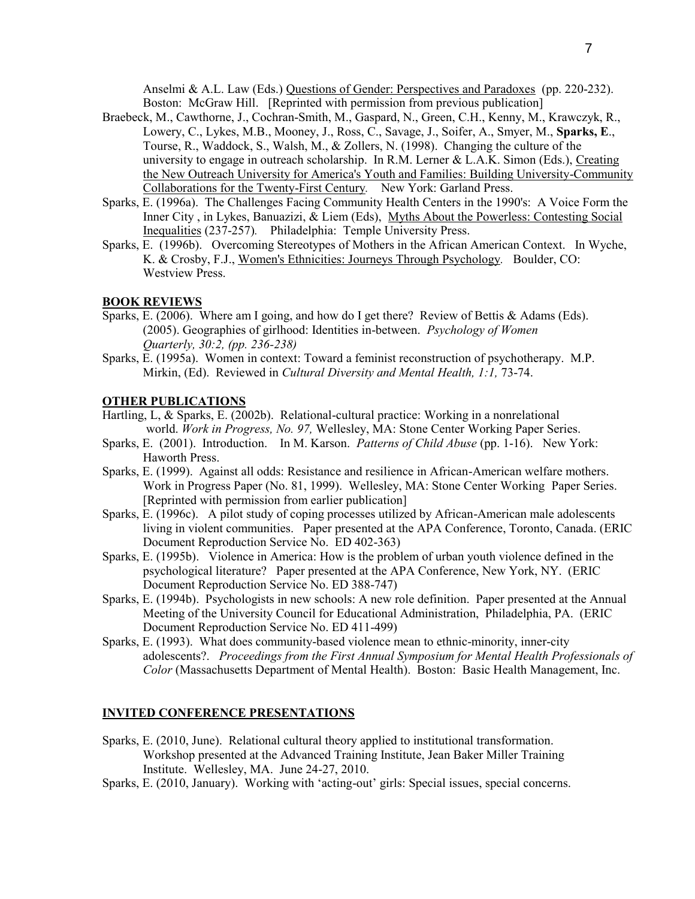Anselmi & A.L. Law (Eds.) Questions of Gender: Perspectives and Paradoxes (pp. 220-232). Boston: McGraw Hill. [Reprinted with permission from previous publication]

Braebeck, M., Cawthorne, J., Cochran-Smith, M., Gaspard, N., Green, C.H., Kenny, M., Krawczyk, R., Lowery, C., Lykes, M.B., Mooney, J., Ross, C., Savage, J., Soifer, A., Smyer, M., **Sparks, E**., Tourse, R., Waddock, S., Walsh, M., & Zollers, N. (1998). Changing the culture of the university to engage in outreach scholarship. In R.M. Lerner & L.A.K. Simon (Eds.), Creating the New Outreach University for America's Youth and Families: Building University-Community Collaborations for the Twenty-First Century. New York: Garland Press.

Sparks, E. (1996a). The Challenges Facing Community Health Centers in the 1990's: A Voice Form the Inner City , in Lykes, Banuazizi, & Liem (Eds), Myths About the Powerless: Contesting Social Inequalities (237-257). Philadelphia: Temple University Press.

Sparks, E. (1996b). Overcoming Stereotypes of Mothers in the African American Context. In Wyche, K. & Crosby, F.J., Women's Ethnicities: Journeys Through Psychology. Boulder, CO: Westview Press.

## BOOK REVIEWS

Sparks, E. (2006). Where am I going, and how do I get there? Review of Bettis & Adams (Eds). (2005). Geographies of girlhood: Identities in-between. *Psychology of Women Quarterly, 30:2, (pp. 236-238)*

Sparks, E. (1995a). Women in context: Toward a feminist reconstruction of psychotherapy. M.P. Mirkin, (Ed). Reviewed in *Cultural Diversity and Mental Health, 1:1,* 73-74.

## OTHER PUBLICATIONS

Hartling, L, & Sparks, E. (2002b). Relational-cultural practice: Working in a nonrelational world. *Work in Progress, No. 97,* Wellesley, MA: Stone Center Working Paper Series.

Sparks, E. (2001). Introduction. In M. Karson. *Patterns of Child Abuse* (pp. 1-16). New York: Haworth Press.

Sparks, E. (1999). Against all odds: Resistance and resilience in African-American welfare mothers. Work in Progress Paper (No. 81, 1999). Wellesley, MA: Stone Center Working Paper Series. [Reprinted with permission from earlier publication]

Sparks, E. (1996c). A pilot study of coping processes utilized by African-American male adolescents living in violent communities. Paper presented at the APA Conference, Toronto, Canada. (ERIC Document Reproduction Service No. ED 402-363)

Sparks, E. (1995b). Violence in America: How is the problem of urban youth violence defined in the psychological literature? Paper presented at the APA Conference, New York, NY. (ERIC Document Reproduction Service No. ED 388-747)

Sparks, E. (1994b). Psychologists in new schools: A new role definition. Paper presented at the Annual Meeting of the University Council for Educational Administration, Philadelphia, PA. (ERIC Document Reproduction Service No. ED 411-499)

Sparks, E. (1993). What does community-based violence mean to ethnic-minority, inner-city adolescents?. *Proceedings from the First Annual Symposium for Mental Health Professionals of Color* (Massachusetts Department of Mental Health). Boston: Basic Health Management, Inc.

## INVITED CONFERENCE PRESENTATIONS

Sparks, E. (2010, June). Relational cultural theory applied to institutional transformation. Workshop presented at the Advanced Training Institute, Jean Baker Miller Training Institute. Wellesley, MA. June 24-27, 2010.

Sparks, E. (2010, January). Working with 'acting-out' girls: Special issues, special concerns.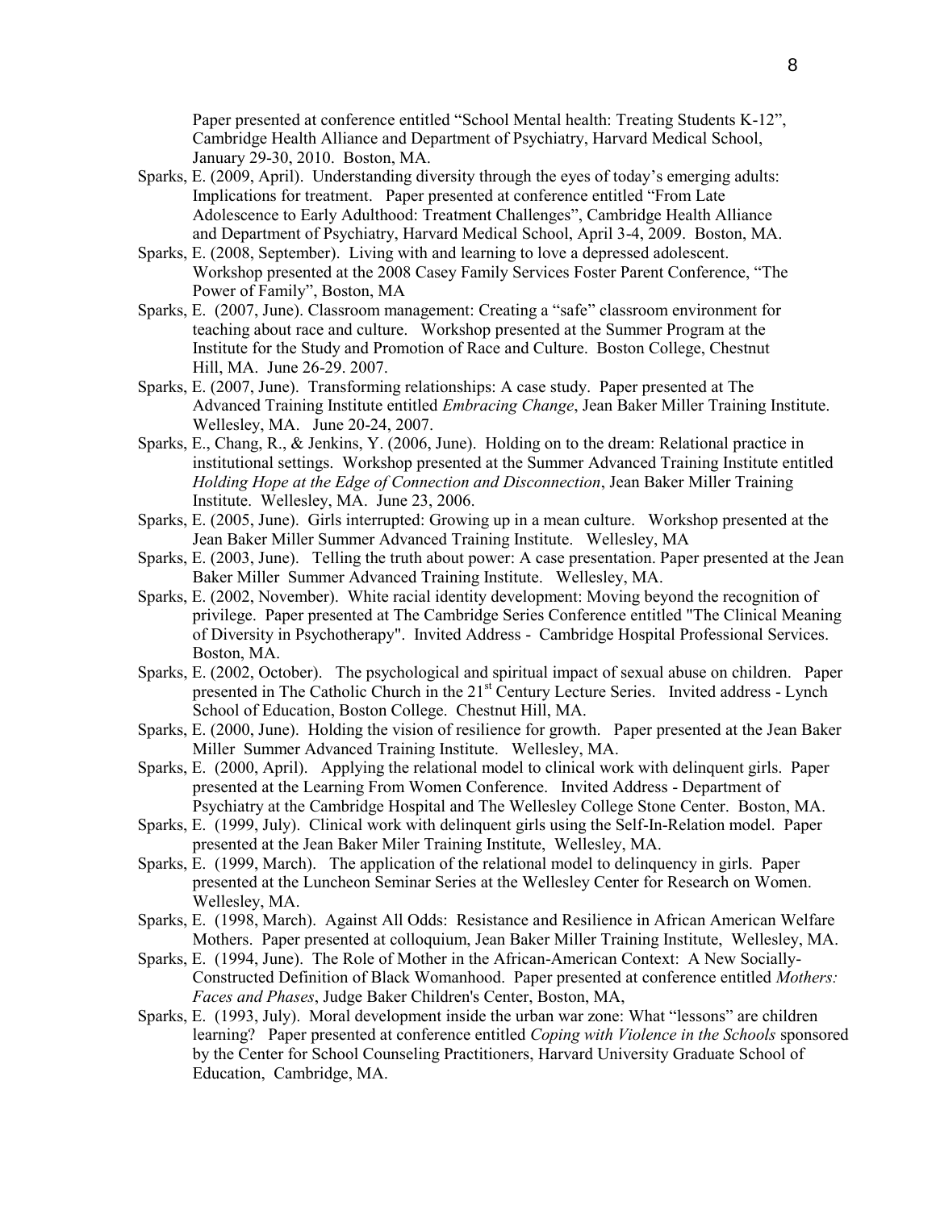Paper presented at conference entitled "School Mental health: Treating Students K-12", Cambridge Health Alliance and Department of Psychiatry, Harvard Medical School, January 29-30, 2010. Boston, MA.

Sparks, E. (2009, April). Understanding diversity through the eyes of today's emerging adults: Implications for treatment. Paper presented at conference entitled "From Late Adolescence to Early Adulthood: Treatment Challenges", Cambridge Health Alliance and Department of Psychiatry, Harvard Medical School, April 3-4, 2009. Boston, MA.

Sparks, E. (2008, September). Living with and learning to love a depressed adolescent. Workshop presented at the 2008 Casey Family Services Foster Parent Conference, "The Power of Family", Boston, MA

Sparks, E. (2007, June). Classroom management: Creating a "safe" classroom environment for teaching about race and culture. Workshop presented at the Summer Program at the Institute for the Study and Promotion of Race and Culture. Boston College, Chestnut Hill, MA. June 26-29. 2007.

Sparks, E. (2007, June). Transforming relationships: A case study. Paper presented at The Advanced Training Institute entitled *Embracing Change*, Jean Baker Miller Training Institute. Wellesley, MA. June 20-24, 2007.

Sparks, E., Chang, R., & Jenkins, Y. (2006, June). Holding on to the dream: Relational practice in institutional settings. Workshop presented at the Summer Advanced Training Institute entitled *Holding Hope at the Edge of Connection and Disconnection*, Jean Baker Miller Training Institute. Wellesley, MA. June 23, 2006.

Sparks, E. (2005, June). Girls interrupted: Growing up in a mean culture. Workshop presented at the Jean Baker Miller Summer Advanced Training Institute. Wellesley, MA

Sparks, E. (2003, June). Telling the truth about power: A case presentation. Paper presented at the Jean Baker Miller Summer Advanced Training Institute. Wellesley, MA.

Sparks, E. (2002, November). White racial identity development: Moving beyond the recognition of privilege. Paper presented at The Cambridge Series Conference entitled "The Clinical Meaning of Diversity in Psychotherapy". Invited Address - Cambridge Hospital Professional Services. Boston, MA.

Sparks, E. (2002, October). The psychological and spiritual impact of sexual abuse on children. Paper presented in The Catholic Church in the 21st Century Lecture Series. Invited address - Lynch School of Education, Boston College. Chestnut Hill, MA.

Sparks, E. (2000, June). Holding the vision of resilience for growth. Paper presented at the Jean Baker Miller Summer Advanced Training Institute. Wellesley, MA.

Sparks, E. (2000, April). Applying the relational model to clinical work with delinquent girls. Paper presented at the Learning From Women Conference. Invited Address - Department of Psychiatry at the Cambridge Hospital and The Wellesley College Stone Center. Boston, MA.

Sparks, E. (1999, July). Clinical work with delinquent girls using the Self-In-Relation model. Paper presented at the Jean Baker Miler Training Institute, Wellesley, MA.

Sparks, E. (1999, March). The application of the relational model to delinquency in girls. Paper presented at the Luncheon Seminar Series at the Wellesley Center for Research on Women. Wellesley, MA.

Sparks, E. (1998, March). Against All Odds: Resistance and Resilience in African American Welfare Mothers. Paper presented at colloquium, Jean Baker Miller Training Institute, Wellesley, MA.

Sparks, E. (1994, June). The Role of Mother in the African-American Context: A New Socially-Constructed Definition of Black Womanhood. Paper presented at conference entitled *Mothers: Faces and Phases*, Judge Baker Children's Center, Boston, MA,

Sparks, E. (1993, July). Moral development inside the urban war zone: What "lessons" are children learning? Paper presented at conference entitled *Coping with Violence in the Schools* sponsored by the Center for School Counseling Practitioners, Harvard University Graduate School of Education, Cambridge, MA.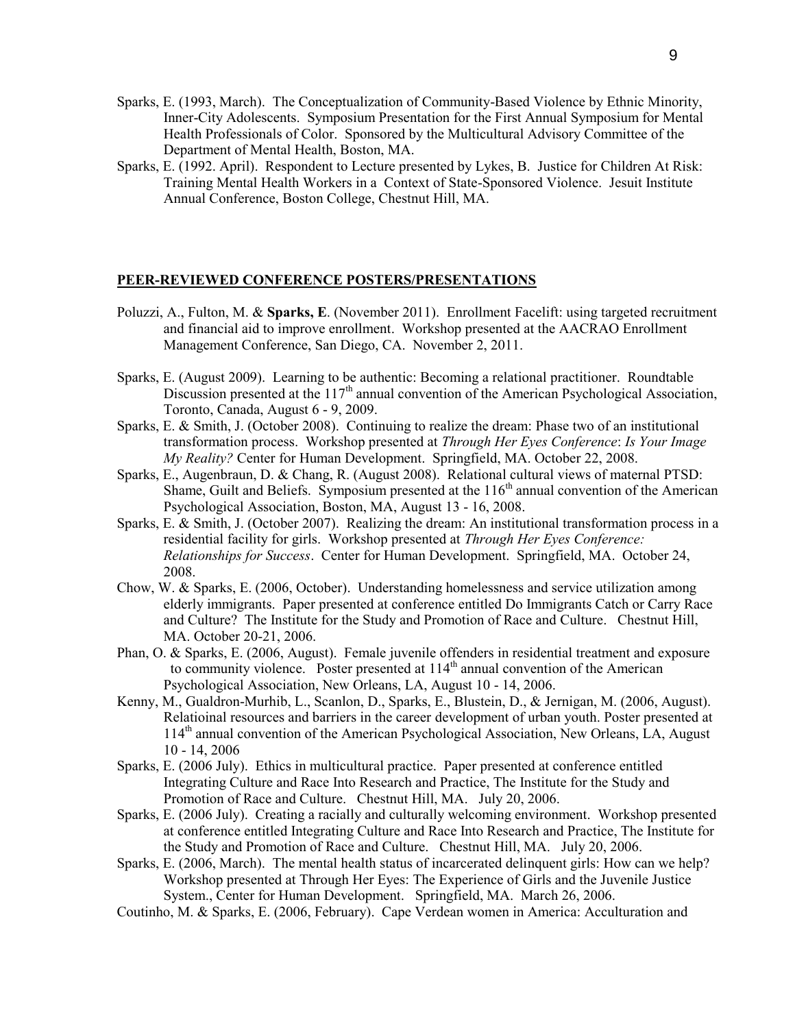Sparks, E. (1993, March). The Conceptualization of Community-Based Violence by Ethnic Minority, Inner-City Adolescents. Symposium Presentation for the First Annual Symposium for Mental Health Professionals of Color. Sponsored by the Multicultural Advisory Committee of the Department of Mental Health, Boston, MA.

Sparks, E. (1992. April). Respondent to Lecture presented by Lykes, B. Justice for Children At Risk: Training Mental Health Workers in a Context of State-Sponsored Violence. Jesuit Institute Annual Conference, Boston College, Chestnut Hill, MA.

## PEER-REVIEWED CONFERENCE POSTERS/PRESENTATIONS

Poluzzi, A., Fulton, M. & **Sparks, E**. (November 2011). Enrollment Facelift: using targeted recruitment and financial aid to improve enrollment. Workshop presented at the AACRAO Enrollment Management Conference, San Diego, CA. November 2, 2011.

Sparks, E. (August 2009). Learning to be authentic: Becoming a relational practitioner. Roundtable Discussion presented at the 117th annual convention of the American Psychological Association, Toronto, Canada, August 6 - 9, 2009.

Sparks, E. & Smith, J. (October 2008). Continuing to realize the dream: Phase two of an institutional transformation process. Workshop presented at *Through Her Eyes Conference*: *Is Your Image My Reality?* Center for Human Development. Springfield, MA. October 22, 2008.

Sparks, E., Augenbraun, D. & Chang, R. (August 2008). Relational cultural views of maternal PTSD: Shame, Guilt and Beliefs. Symposium presented at the 116th annual convention of the American Psychological Association, Boston, MA, August 13 - 16, 2008.

Sparks, E. & Smith, J. (October 2007). Realizing the dream: An institutional transformation process in a residential facility for girls. Workshop presented at *Through Her Eyes Conference: Relationships for Success*. Center for Human Development. Springfield, MA. October 24, 2008.

Chow, W. & Sparks, E. (2006, October). Understanding homelessness and service utilization among elderly immigrants. Paper presented at conference entitled Do Immigrants Catch or Carry Race and Culture? The Institute for the Study and Promotion of Race and Culture. Chestnut Hill, MA. October 20-21, 2006.

Phan, O. & Sparks, E. (2006, August). Female juvenile offenders in residential treatment and exposure to community violence. Poster presented at 114th annual convention of the American Psychological Association, New Orleans, LA, August 10 - 14, 2006.

Kenny, M., Gualdron-Murhib, L., Scanlon, D., Sparks, E., Blustein, D., & Jernigan, M. (2006, August). Relatioinal resources and barriers in the career development of urban youth. Poster presented at 114th annual convention of the American Psychological Association, New Orleans, LA, August 10 - 14, 2006

Sparks, E. (2006 July). Ethics in multicultural practice. Paper presented at conference entitled Integrating Culture and Race Into Research and Practice, The Institute for the Study and Promotion of Race and Culture. Chestnut Hill, MA. July 20, 2006.

Sparks, E. (2006 July). Creating a racially and culturally welcoming environment. Workshop presented at conference entitled Integrating Culture and Race Into Research and Practice, The Institute for the Study and Promotion of Race and Culture. Chestnut Hill, MA. July 20, 2006.

Sparks, E. (2006, March). The mental health status of incarcerated delinquent girls: How can we help? Workshop presented at Through Her Eyes: The Experience of Girls and the Juvenile Justice System., Center for Human Development. Springfield, MA. March 26, 2006.

Coutinho, M. & Sparks, E. (2006, February). Cape Verdean women in America: Acculturation and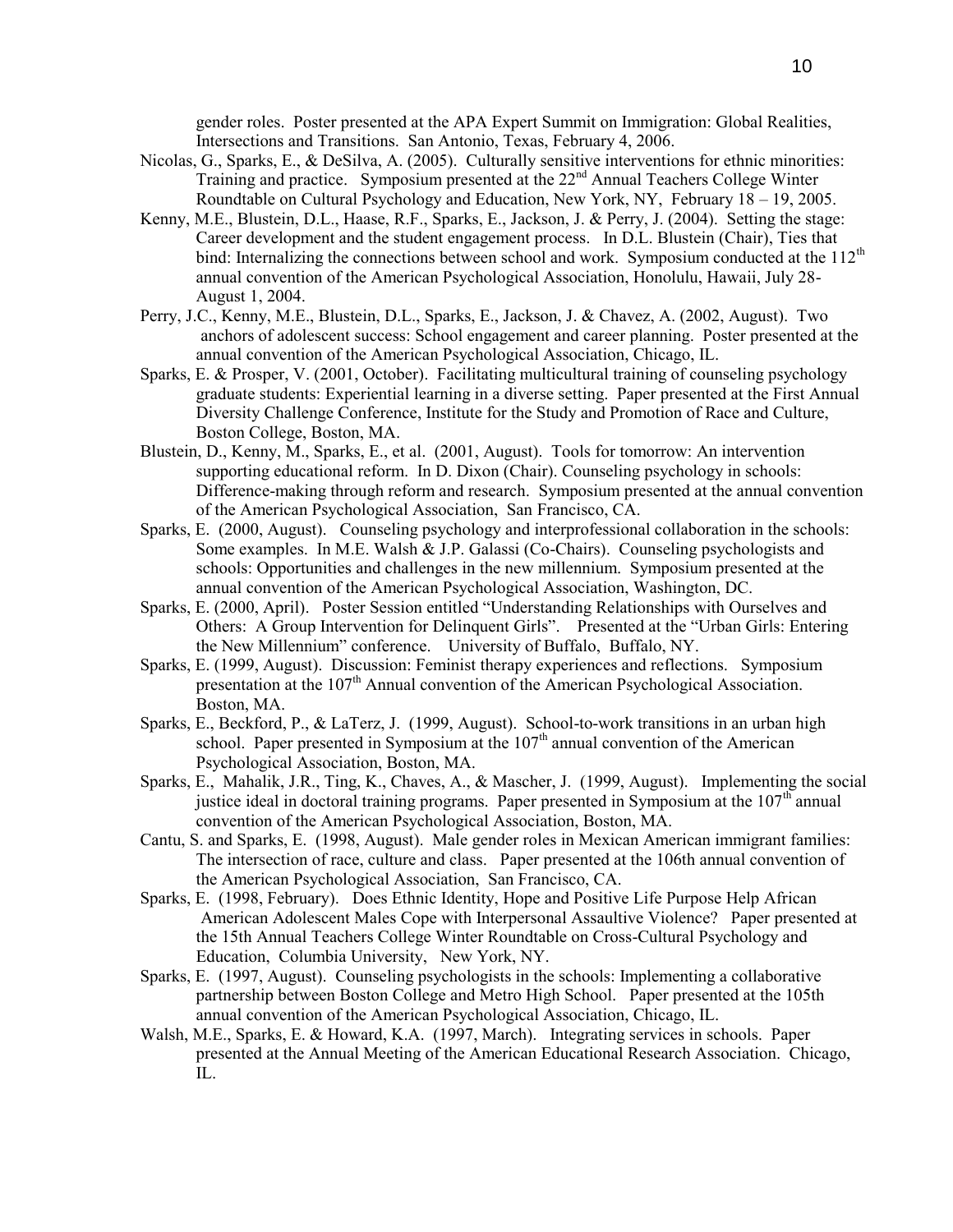gender roles. Poster presented at the APA Expert Summit on Immigration: Global Realities, Intersections and Transitions. San Antonio, Texas, February 4, 2006.

Nicolas, G., Sparks, E., & DeSilva, A. (2005). Culturally sensitive interventions for ethnic minorities: Training and practice. Symposium presented at the 22nd Annual Teachers College Winter Roundtable on Cultural Psychology and Education, New York, NY, February 18 – 19, 2005.

Kenny, M.E., Blustein, D.L., Haase, R.F., Sparks, E., Jackson, J. & Perry, J. (2004). Setting the stage: Career development and the student engagement process. In D.L. Blustein (Chair), Ties that bind: Internalizing the connections between school and work. Symposium conducted at the 112th annual convention of the American Psychological Association, Honolulu, Hawaii, July 28- August 1, 2004.

Perry, J.C., Kenny, M.E., Blustein, D.L., Sparks, E., Jackson, J. & Chavez, A. (2002, August). Two anchors of adolescent success: School engagement and career planning. Poster presented at the annual convention of the American Psychological Association, Chicago, IL.

Sparks, E. & Prosper, V. (2001, October). Facilitating multicultural training of counseling psychology graduate students: Experiential learning in a diverse setting. Paper presented at the First Annual Diversity Challenge Conference, Institute for the Study and Promotion of Race and Culture, Boston College, Boston, MA.

Blustein, D., Kenny, M., Sparks, E., et al. (2001, August). Tools for tomorrow: An intervention supporting educational reform. In D. Dixon (Chair). Counseling psychology in schools: Difference-making through reform and research. Symposium presented at the annual convention of the American Psychological Association, San Francisco, CA.

Sparks, E. (2000, August). Counseling psychology and interprofessional collaboration in the schools: Some examples. In M.E. Walsh & J.P. Galassi (Co-Chairs). Counseling psychologists and schools: Opportunities and challenges in the new millennium. Symposium presented at the annual convention of the American Psychological Association, Washington, DC.

Sparks, E. (2000, April). Poster Session entitled "Understanding Relationships with Ourselves and Others: A Group Intervention for Delinquent Girls". Presented at the "Urban Girls: Entering the New Millennium" conference. University of Buffalo, Buffalo, NY.

Sparks, E. (1999, August). Discussion: Feminist therapy experiences and reflections. Symposium presentation at the 107th Annual convention of the American Psychological Association. Boston, MA.

Sparks, E., Beckford, P., & LaTerz, J. (1999, August). School-to-work transitions in an urban high school. Paper presented in Symposium at the 107th annual convention of the American Psychological Association, Boston, MA.

Sparks, E., Mahalik, J.R., Ting, K., Chaves, A., & Mascher, J. (1999, August). Implementing the social justice ideal in doctoral training programs. Paper presented in Symposium at the 107th annual convention of the American Psychological Association, Boston, MA.

Cantu, S. and Sparks, E. (1998, August). Male gender roles in Mexican American immigrant families: The intersection of race, culture and class. Paper presented at the 106th annual convention of the American Psychological Association, San Francisco, CA.

Sparks, E. (1998, February). Does Ethnic Identity, Hope and Positive Life Purpose Help African American Adolescent Males Cope with Interpersonal Assaultive Violence? Paper presented at the 15th Annual Teachers College Winter Roundtable on Cross-Cultural Psychology and Education, Columbia University, New York, NY.

Sparks, E. (1997, August). Counseling psychologists in the schools: Implementing a collaborative partnership between Boston College and Metro High School. Paper presented at the 105th annual convention of the American Psychological Association, Chicago, IL.

Walsh, M.E., Sparks, E. & Howard, K.A. (1997, March). Integrating services in schools. Paper presented at the Annual Meeting of the American Educational Research Association. Chicago, IL.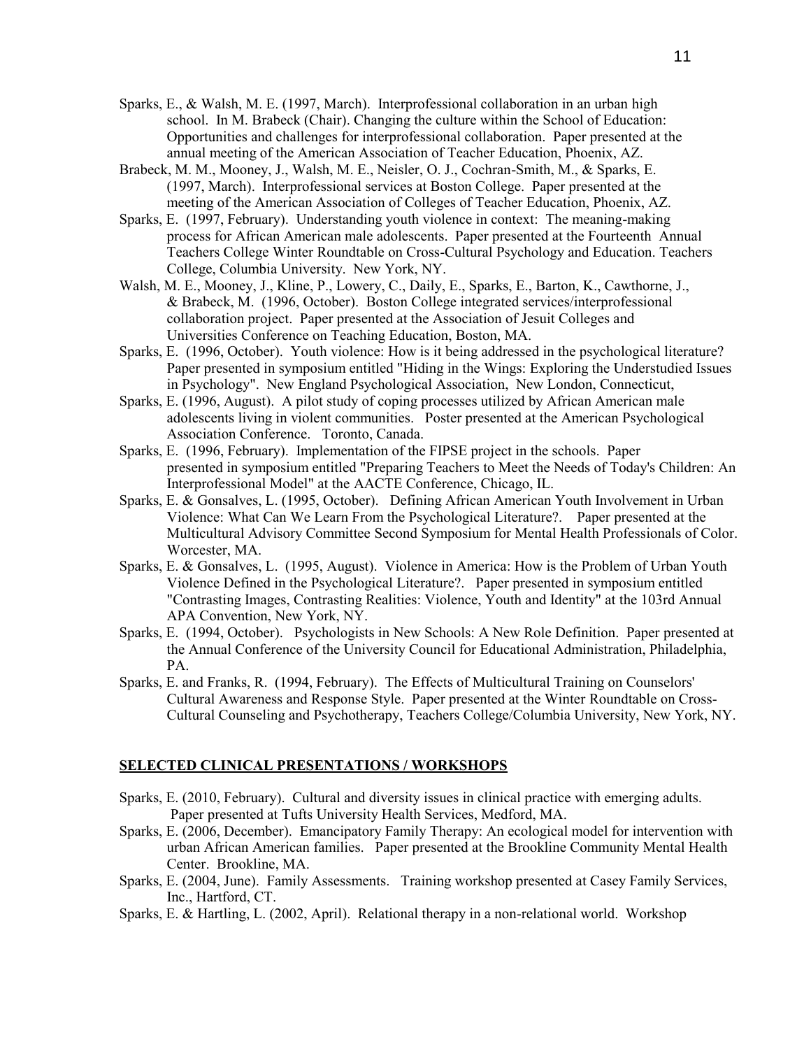Sparks, E., & Walsh, M. E. (1997, March). Interprofessional collaboration in an urban high school. In M. Brabeck (Chair). Changing the culture within the School of Education: Opportunities and challenges for interprofessional collaboration. Paper presented at the annual meeting of the American Association of Teacher Education, Phoenix, AZ.

Brabeck, M. M., Mooney, J., Walsh, M. E., Neisler, O. J., Cochran-Smith, M., & Sparks, E. (1997, March). Interprofessional services at Boston College. Paper presented at the meeting of the American Association of Colleges of Teacher Education, Phoenix, AZ.

Sparks, E. (1997, February). Understanding youth violence in context: The meaning-making process for African American male adolescents. Paper presented at the Fourteenth Annual Teachers College Winter Roundtable on Cross-Cultural Psychology and Education. Teachers College, Columbia University. New York, NY.

Walsh, M. E., Mooney, J., Kline, P., Lowery, C., Daily, E., Sparks, E., Barton, K., Cawthorne, J., & Brabeck, M. (1996, October). Boston College integrated services/interprofessional collaboration project. Paper presented at the Association of Jesuit Colleges and Universities Conference on Teaching Education, Boston, MA.

Sparks, E. (1996, October). Youth violence: How is it being addressed in the psychological literature? Paper presented in symposium entitled "Hiding in the Wings: Exploring the Understudied Issues in Psychology". New England Psychological Association, New London, Connecticut,

Sparks, E. (1996, August). A pilot study of coping processes utilized by African American male adolescents living in violent communities. Poster presented at the American Psychological Association Conference. Toronto, Canada.

Sparks, E. (1996, February). Implementation of the FIPSE project in the schools. Paper presented in symposium entitled "Preparing Teachers to Meet the Needs of Today's Children: An Interprofessional Model" at the AACTE Conference, Chicago, IL.

Sparks, E. & Gonsalves, L. (1995, October). Defining African American Youth Involvement in Urban Violence: What Can We Learn From the Psychological Literature?. Paper presented at the Multicultural Advisory Committee Second Symposium for Mental Health Professionals of Color. Worcester, MA.

Sparks, E. & Gonsalves, L. (1995, August). Violence in America: How is the Problem of Urban Youth Violence Defined in the Psychological Literature?. Paper presented in symposium entitled "Contrasting Images, Contrasting Realities: Violence, Youth and Identity" at the 103rd Annual APA Convention, New York, NY.

Sparks, E. (1994, October). Psychologists in New Schools: A New Role Definition. Paper presented at the Annual Conference of the University Council for Educational Administration, Philadelphia, PA.

Sparks, E. and Franks, R. (1994, February). The Effects of Multicultural Training on Counselors' Cultural Awareness and Response Style. Paper presented at the Winter Roundtable on Cross-Cultural Counseling and Psychotherapy, Teachers College/Columbia University, New York, NY.

## SELECTED CLINICAL PRESENTATIONS / WORKSHOPS

Sparks, E. (2010, February). Cultural and diversity issues in clinical practice with emerging adults. Paper presented at Tufts University Health Services, Medford, MA.

Sparks, E. (2006, December). Emancipatory Family Therapy: An ecological model for intervention with urban African American families. Paper presented at the Brookline Community Mental Health Center. Brookline, MA.

Sparks, E. (2004, June). Family Assessments. Training workshop presented at Casey Family Services, Inc., Hartford, CT.

Sparks, E. & Hartling, L. (2002, April). Relational therapy in a non-relational world. Workshop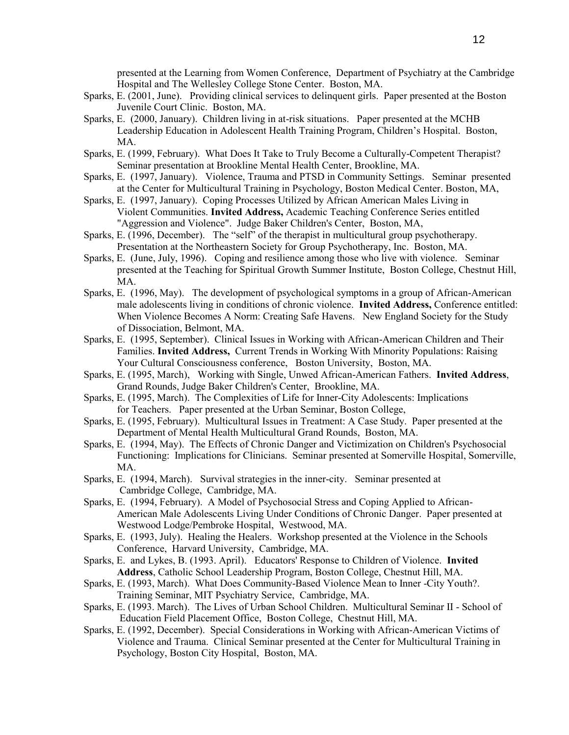presented at the Learning from Women Conference, Department of Psychiatry at the Cambridge Hospital and The Wellesley College Stone Center. Boston, MA.

Sparks, E. (2001, June). Providing clinical services to delinquent girls. Paper presented at the Boston Juvenile Court Clinic. Boston, MA.

Sparks, E. (2000, January). Children living in at-risk situations. Paper presented at the MCHB Leadership Education in Adolescent Health Training Program, Children's Hospital. Boston, MA.

Sparks, E. (1999, February). What Does It Take to Truly Become a Culturally-Competent Therapist? Seminar presentation at Brookline Mental Health Center, Brookline, MA.

Sparks, E. (1997, January). Violence, Trauma and PTSD in Community Settings. Seminar presented at the Center for Multicultural Training in Psychology, Boston Medical Center. Boston, MA,

Sparks, E. (1997, January). Coping Processes Utilized by African American Males Living in Violent Communities. **Invited Address,** Academic Teaching Conference Series entitled "Aggression and Violence". Judge Baker Children's Center, Boston, MA,

Sparks, E. (1996, December). The "self" of the therapist in multicultural group psychotherapy. Presentation at the Northeastern Society for Group Psychotherapy, Inc. Boston, MA.

Sparks, E. (June, July, 1996). Coping and resilience among those who live with violence. Seminar presented at the Teaching for Spiritual Growth Summer Institute, Boston College, Chestnut Hill, MA.

Sparks, E. (1996, May). The development of psychological symptoms in a group of African-American male adolescents living in conditions of chronic violence. **Invited Address,** Conference entitled: When Violence Becomes A Norm: Creating Safe Havens. New England Society for the Study of Dissociation, Belmont, MA.

Sparks, E. (1995, September). Clinical Issues in Working with African-American Children and Their Families. **Invited Address,** Current Trends in Working With Minority Populations: Raising Your Cultural Consciousness conference, Boston University, Boston, MA.

Sparks, E. (1995, March), Working with Single, Unwed African-American Fathers. **Invited Address**, Grand Rounds, Judge Baker Children's Center, Brookline, MA.

Sparks, E. (1995, March). The Complexities of Life for Inner-City Adolescents: Implications for Teachers. Paper presented at the Urban Seminar, Boston College,

Sparks, E. (1995, February). Multicultural Issues in Treatment: A Case Study. Paper presented at the Department of Mental Health Multicultural Grand Rounds, Boston, MA.

Sparks, E. (1994, May). The Effects of Chronic Danger and Victimization on Children's Psychosocial Functioning: Implications for Clinicians. Seminar presented at Somerville Hospital, Somerville, MA.

Sparks, E. (1994, March). Survival strategies in the inner-city. Seminar presented at Cambridge College, Cambridge, MA.

Sparks, E. (1994, February). A Model of Psychosocial Stress and Coping Applied to African-American Male Adolescents Living Under Conditions of Chronic Danger. Paper presented at Westwood Lodge/Pembroke Hospital, Westwood, MA.

Sparks, E. (1993, July). Healing the Healers. Workshop presented at the Violence in the Schools Conference, Harvard University, Cambridge, MA.

Sparks, E. and Lykes, B. (1993. April). Educators' Response to Children of Violence. **Invited Address**, Catholic School Leadership Program, Boston College, Chestnut Hill, MA.

Sparks, E. (1993, March). What Does Community-Based Violence Mean to Inner -City Youth?. Training Seminar, MIT Psychiatry Service, Cambridge, MA.

Sparks, E. (1993. March). The Lives of Urban School Children. Multicultural Seminar II - School of Education Field Placement Office, Boston College, Chestnut Hill, MA.

Sparks, E. (1992, December). Special Considerations in Working with African-American Victims of Violence and Trauma. Clinical Seminar presented at the Center for Multicultural Training in Psychology, Boston City Hospital, Boston, MA.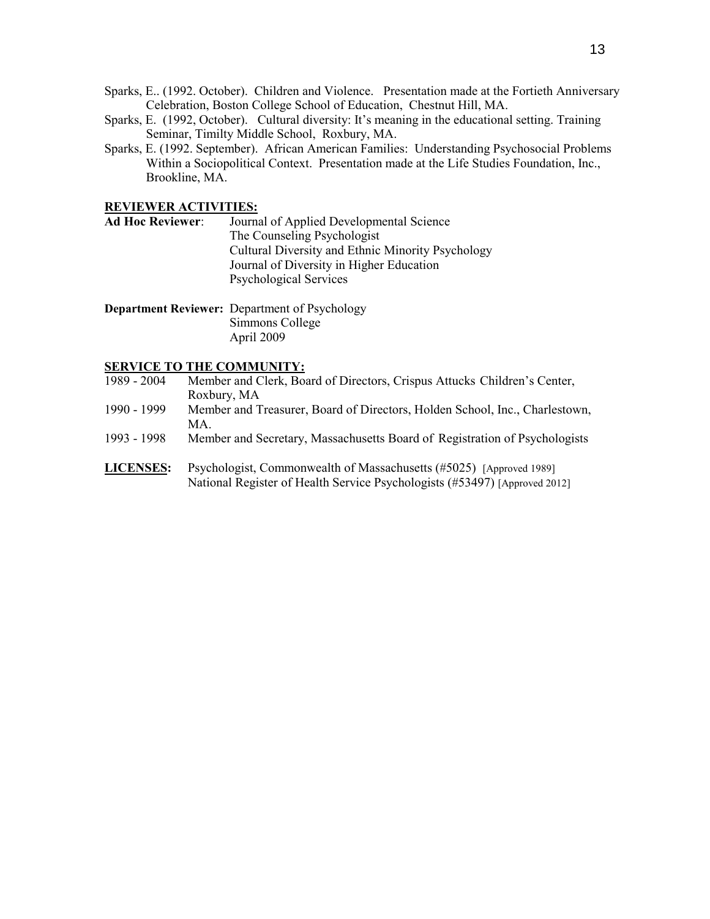Sparks, E.. (1992. October). Children and Violence. Presentation made at the Fortieth Anniversary Celebration, Boston College School of Education, Chestnut Hill, MA.

Sparks, E. (1992, October). Cultural diversity: It's meaning in the educational setting. Training Seminar, Timilty Middle School, Roxbury, MA.

Sparks, E. (1992. September). African American Families: Understanding Psychosocial Problems Within a Sociopolitical Context. Presentation made at the Life Studies Foundation, Inc., Brookline, MA.

## REVIEWER ACTIVITIES:

**Ad Hoc Reviewer**: Journal of Applied Developmental Science
The Counseling Psychologist
Cultural Diversity and Ethnic Minority Psychology
Journal of Diversity in Higher Education
Psychological Services

**Department Reviewer:** Department of Psychology
Simmons College
April 2009

## SERVICE TO THE COMMUNITY:

1989 - 2004 Member and Clerk, Board of Directors, Crispus Attucks Children's Center, Roxbury, MA

1990 - 1999 Member and Treasurer, Board of Directors, Holden School, Inc., Charlestown, MA.

1993 - 1998 Member and Secretary, Massachusetts Board of Registration of Psychologists

**LICENSES:** Psychologist, Commonwealth of Massachusetts (#5025) [Approved 1989]
National Register of Health Service Psychologists (#53497) [Approved 2012]